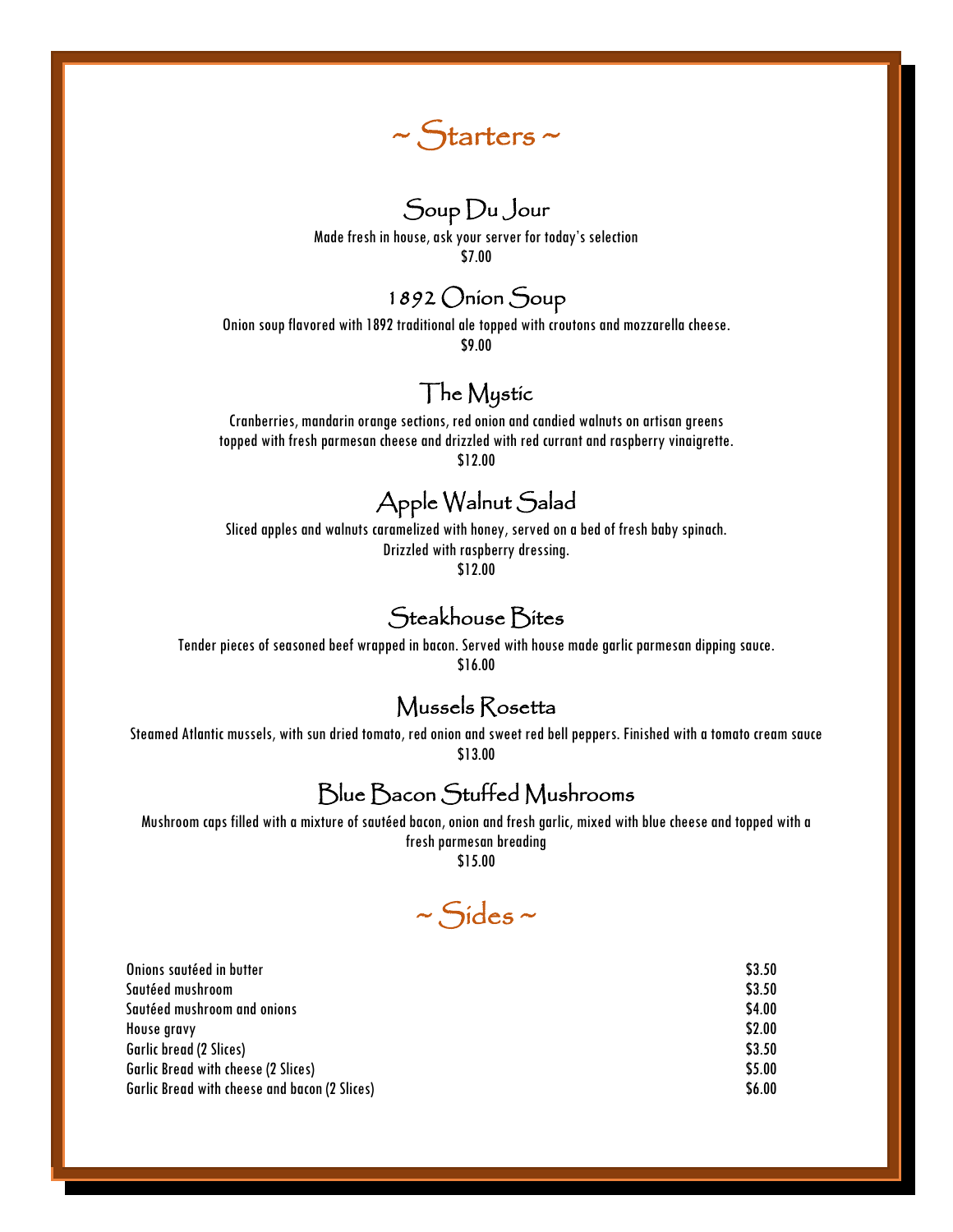# ~ Starters ~

## Soup Du Jour

Made fresh in house, ask your server for today's selection

$7.00

## 1892 Onion Soup

Onion soup flavored with 1892 traditional ale topped with croutons and mozzarella cheese.

$9.00

## The Mystic

Cranberries, mandarin orange sections, red onion and candied walnuts on artisan greens topped with fresh parmesan cheese and drizzled with red currant and raspberry vinaigrette.

$12.00

## Apple Walnut Salad

Sliced apples and walnuts caramelized with honey, served on a bed of fresh baby spinach. Drizzled with raspberry dressing.

$12.00

## Steakhouse Bites

Tender pieces of seasoned beef wrapped in bacon. Served with house made garlic parmesan dipping sauce.

$16.00

## Mussels Rosetta

Steamed Atlantic mussels, with sun dried tomato, red onion and sweet red bell peppers. Finished with a tomato cream sauce

$13.00

## Blue Bacon Stuffed Mushrooms

Mushroom caps filled with a mixture of sautéed bacon, onion and fresh garlic, mixed with blue cheese and topped with a fresh parmesan breading

$15.00

# ~ Sides ~

| Item | Price |
|---|---|
| Onions sautéed in butter | $3.50 |
| Sautéed mushroom | $3.50 |
| Sautéed mushroom and onions | $4.00 |
| House gravy | $2.00 |
| Garlic bread (2 Slices) | $3.50 |
| Garlic Bread with cheese (2 Slices) | $5.00 |
| Garlic Bread with cheese and bacon (2 Slices) | $6.00 |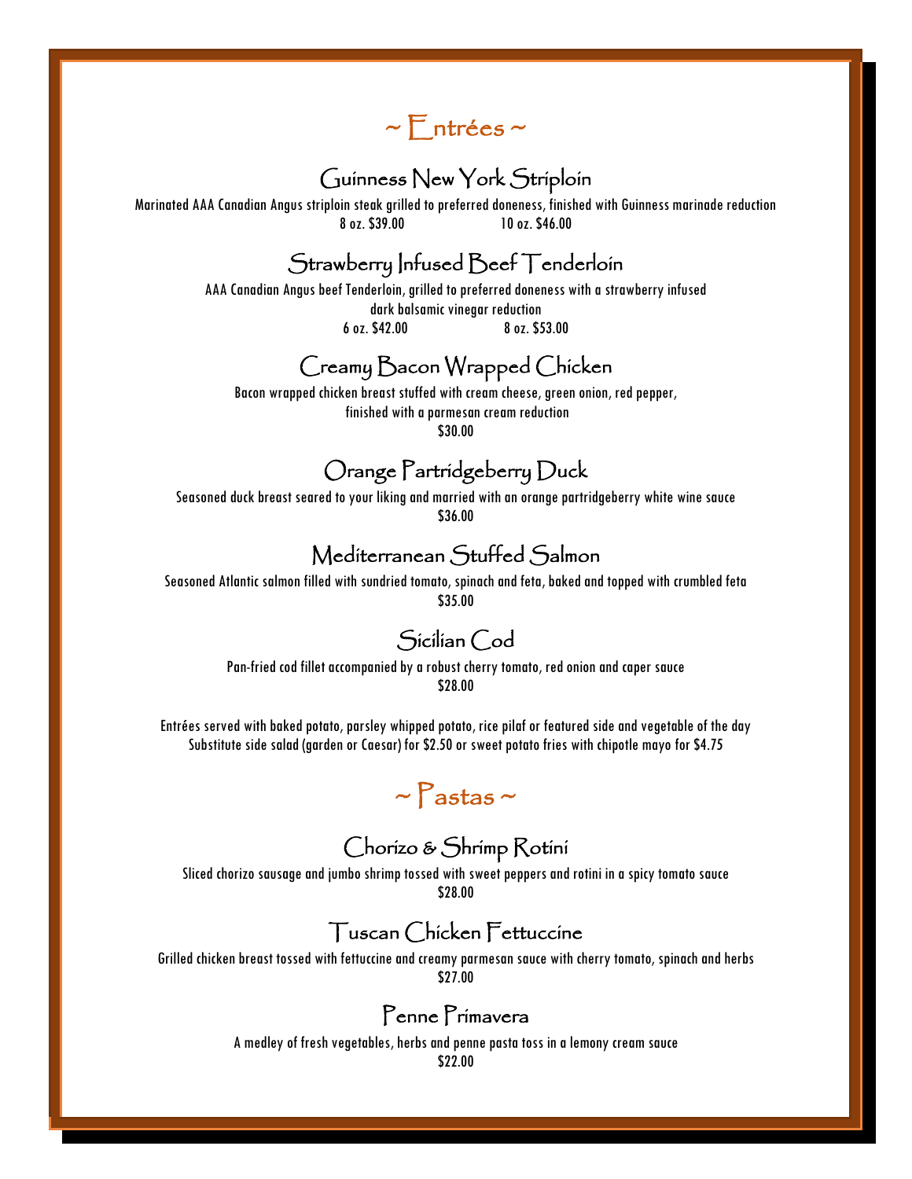## ~ Entrées ~

### Guinness New York Striploin

Marinated AAA Canadian Angus striploin steak grilled to preferred doneness, finished with Guinness marinade reduction

8 oz. $39.00 10 oz. $46.00

### Strawberry Infused Beef Tenderloin

AAA Canadian Angus beef Tenderloin, grilled to preferred doneness with a strawberry infused dark balsamic vinegar reduction

6 oz. $42.00 8 oz. $53.00

### Creamy Bacon Wrapped Chicken

Bacon wrapped chicken breast stuffed with cream cheese, green onion, red pepper, finished with a parmesan cream reduction

$30.00

### Orange Partridgeberry Duck

Seasoned duck breast seared to your liking and married with an orange partridgeberry white wine sauce

$36.00

### Mediterranean Stuffed Salmon

Seasoned Atlantic salmon filled with sundried tomato, spinach and feta, baked and topped with crumbled feta

$35.00

### Sicilian Cod

Pan-fried cod fillet accompanied by a robust cherry tomato, red onion and caper sauce

$28.00

Entrées served with baked potato, parsley whipped potato, rice pilaf or featured side and vegetable of the day
Substitute side salad (garden or Caesar) for $2.50 or sweet potato fries with chipotle mayo for $4.75

## ~ Pastas ~

### Chorizo & Shrimp Rotini

Sliced chorizo sausage and jumbo shrimp tossed with sweet peppers and rotini in a spicy tomato sauce

$28.00

### Tuscan Chicken Fettuccine

Grilled chicken breast tossed with fettuccine and creamy parmesan sauce with cherry tomato, spinach and herbs

$27.00

### Penne Primavera

A medley of fresh vegetables, herbs and penne pasta toss in a lemony cream sauce

$22.00